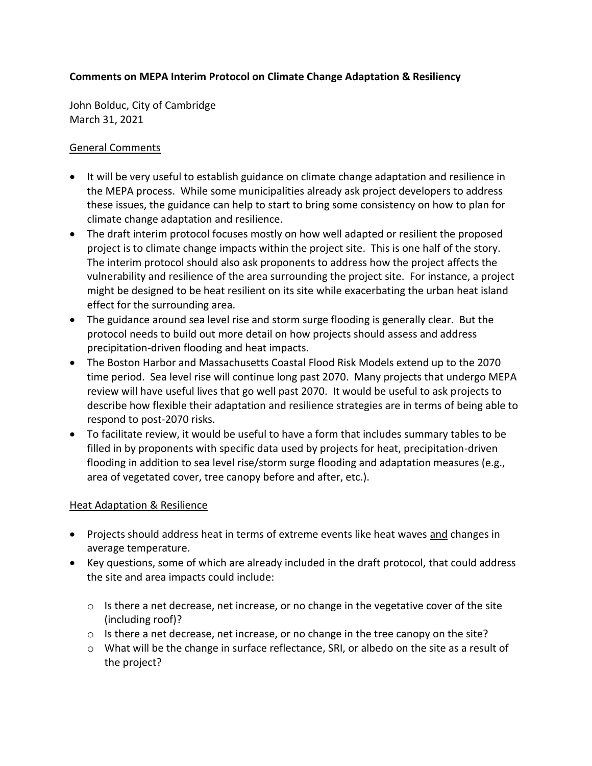**Comments on MEPA Interim Protocol on Climate Change Adaptation & Resiliency**

John Bolduc, City of Cambridge
March 31, 2021

General Comments

- It will be very useful to establish guidance on climate change adaptation and resilience in the MEPA process. While some municipalities already ask project developers to address these issues, the guidance can help to start to bring some consistency on how to plan for climate change adaptation and resilience.
- The draft interim protocol focuses mostly on how well adapted or resilient the proposed project is to climate change impacts within the project site. This is one half of the story. The interim protocol should also ask proponents to address how the project affects the vulnerability and resilience of the area surrounding the project site. For instance, a project might be designed to be heat resilient on its site while exacerbating the urban heat island effect for the surrounding area.
- The guidance around sea level rise and storm surge flooding is generally clear. But the protocol needs to build out more detail on how projects should assess and address precipitation-driven flooding and heat impacts.
- The Boston Harbor and Massachusetts Coastal Flood Risk Models extend up to the 2070 time period. Sea level rise will continue long past 2070. Many projects that undergo MEPA review will have useful lives that go well past 2070. It would be useful to ask projects to describe how flexible their adaptation and resilience strategies are in terms of being able to respond to post-2070 risks.
- To facilitate review, it would be useful to have a form that includes summary tables to be filled in by proponents with specific data used by projects for heat, precipitation-driven flooding in addition to sea level rise/storm surge flooding and adaptation measures (e.g., area of vegetated cover, tree canopy before and after, etc.).

Heat Adaptation & Resilience

- Projects should address heat in terms of extreme events like heat waves and changes in average temperature.
- Key questions, some of which are already included in the draft protocol, that could address the site and area impacts could include:
  - Is there a net decrease, net increase, or no change in the vegetative cover of the site (including roof)?
  - Is there a net decrease, net increase, or no change in the tree canopy on the site?
  - What will be the change in surface reflectance, SRI, or albedo on the site as a result of the project?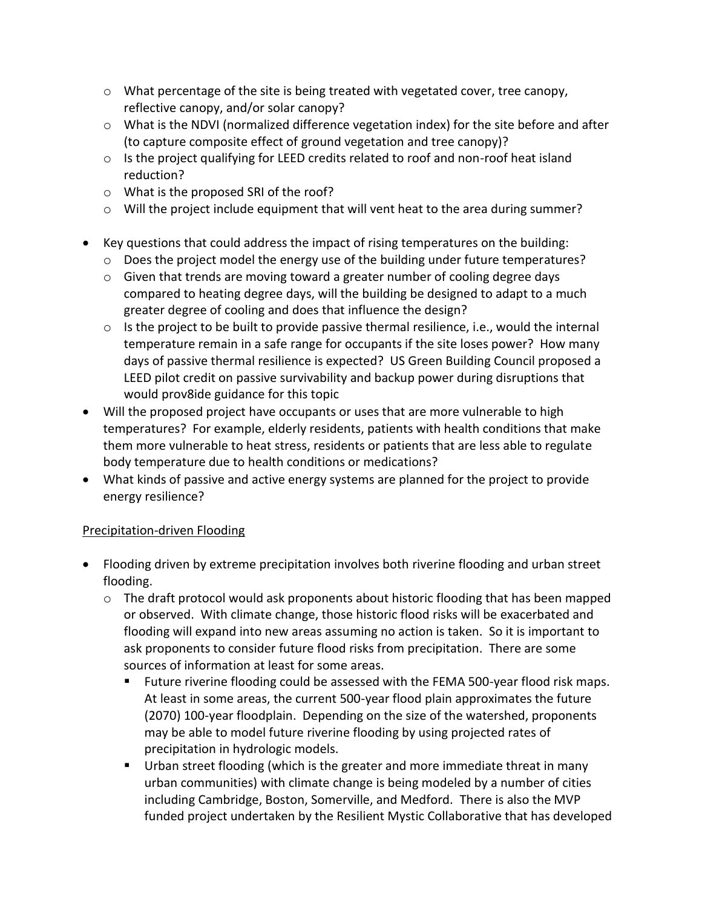- What percentage of the site is being treated with vegetated cover, tree canopy, reflective canopy, and/or solar canopy?
    - What is the NDVI (normalized difference vegetation index) for the site before and after (to capture composite effect of ground vegetation and tree canopy)?
    - Is the project qualifying for LEED credits related to roof and non-roof heat island reduction?
    - What is the proposed SRI of the roof?
    - Will the project include equipment that will vent heat to the area during summer?

- Key questions that could address the impact of rising temperatures on the building:
    - Does the project model the energy use of the building under future temperatures?
    - Given that trends are moving toward a greater number of cooling degree days compared to heating degree days, will the building be designed to adapt to a much greater degree of cooling and does that influence the design?
    - Is the project to be built to provide passive thermal resilience, i.e., would the internal temperature remain in a safe range for occupants if the site loses power? How many days of passive thermal resilience is expected? US Green Building Council proposed a LEED pilot credit on passive survivability and backup power during disruptions that would prov8ide guidance for this topic
- Will the proposed project have occupants or uses that are more vulnerable to high temperatures? For example, elderly residents, patients with health conditions that make them more vulnerable to heat stress, residents or patients that are less able to regulate body temperature due to health conditions or medications?
- What kinds of passive and active energy systems are planned for the project to provide energy resilience?

<u>Precipitation-driven Flooding</u>

- Flooding driven by extreme precipitation involves both riverine flooding and urban street flooding.
    - The draft protocol would ask proponents about historic flooding that has been mapped or observed. With climate change, those historic flood risks will be exacerbated and flooding will expand into new areas assuming no action is taken. So it is important to ask proponents to consider future flood risks from precipitation. There are some sources of information at least for some areas.
        - Future riverine flooding could be assessed with the FEMA 500-year flood risk maps. At least in some areas, the current 500-year flood plain approximates the future (2070) 100-year floodplain. Depending on the size of the watershed, proponents may be able to model future riverine flooding by using projected rates of precipitation in hydrologic models.
        - Urban street flooding (which is the greater and more immediate threat in many urban communities) with climate change is being modeled by a number of cities including Cambridge, Boston, Somerville, and Medford. There is also the MVP funded project undertaken by the Resilient Mystic Collaborative that has developed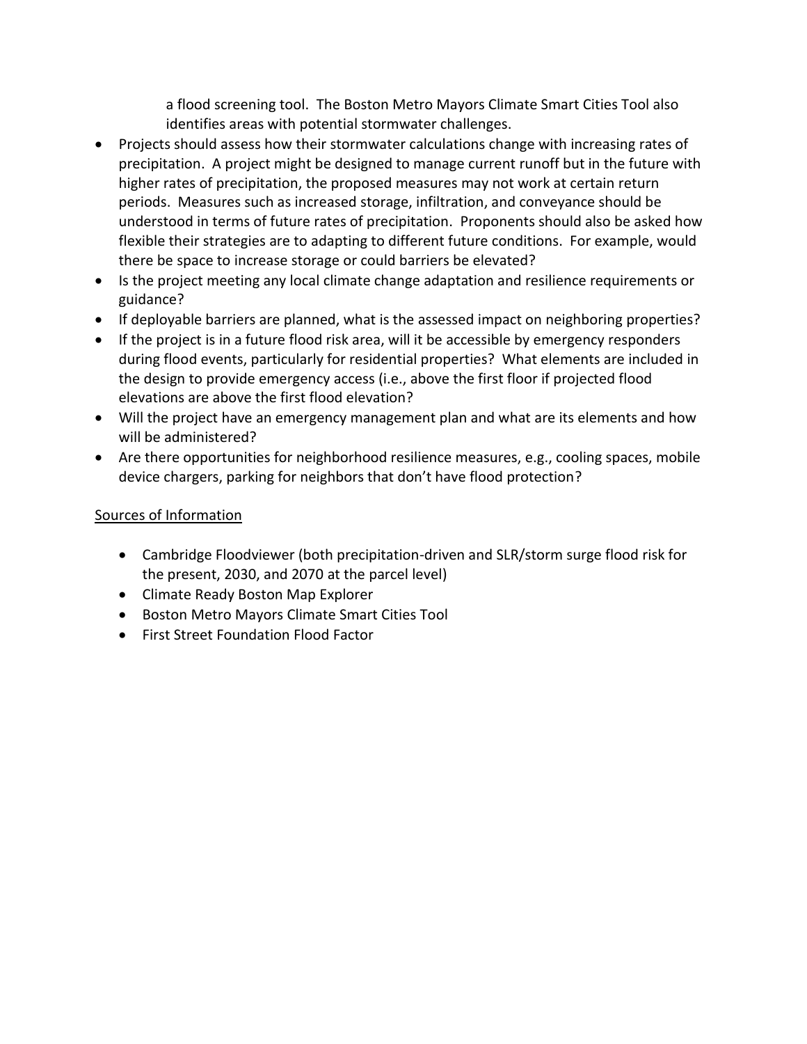a flood screening tool. The Boston Metro Mayors Climate Smart Cities Tool also identifies areas with potential stormwater challenges.

- Projects should assess how their stormwater calculations change with increasing rates of precipitation. A project might be designed to manage current runoff but in the future with higher rates of precipitation, the proposed measures may not work at certain return periods. Measures such as increased storage, infiltration, and conveyance should be understood in terms of future rates of precipitation. Proponents should also be asked how flexible their strategies are to adapting to different future conditions. For example, would there be space to increase storage or could barriers be elevated?
- Is the project meeting any local climate change adaptation and resilience requirements or guidance?
- If deployable barriers are planned, what is the assessed impact on neighboring properties?
- If the project is in a future flood risk area, will it be accessible by emergency responders during flood events, particularly for residential properties? What elements are included in the design to provide emergency access (i.e., above the first floor if projected flood elevations are above the first flood elevation?
- Will the project have an emergency management plan and what are its elements and how will be administered?
- Are there opportunities for neighborhood resilience measures, e.g., cooling spaces, mobile device chargers, parking for neighbors that don't have flood protection?

<u>Sources of Information</u>

- Cambridge Floodviewer (both precipitation-driven and SLR/storm surge flood risk for the present, 2030, and 2070 at the parcel level)
- Climate Ready Boston Map Explorer
- Boston Metro Mayors Climate Smart Cities Tool
- First Street Foundation Flood Factor